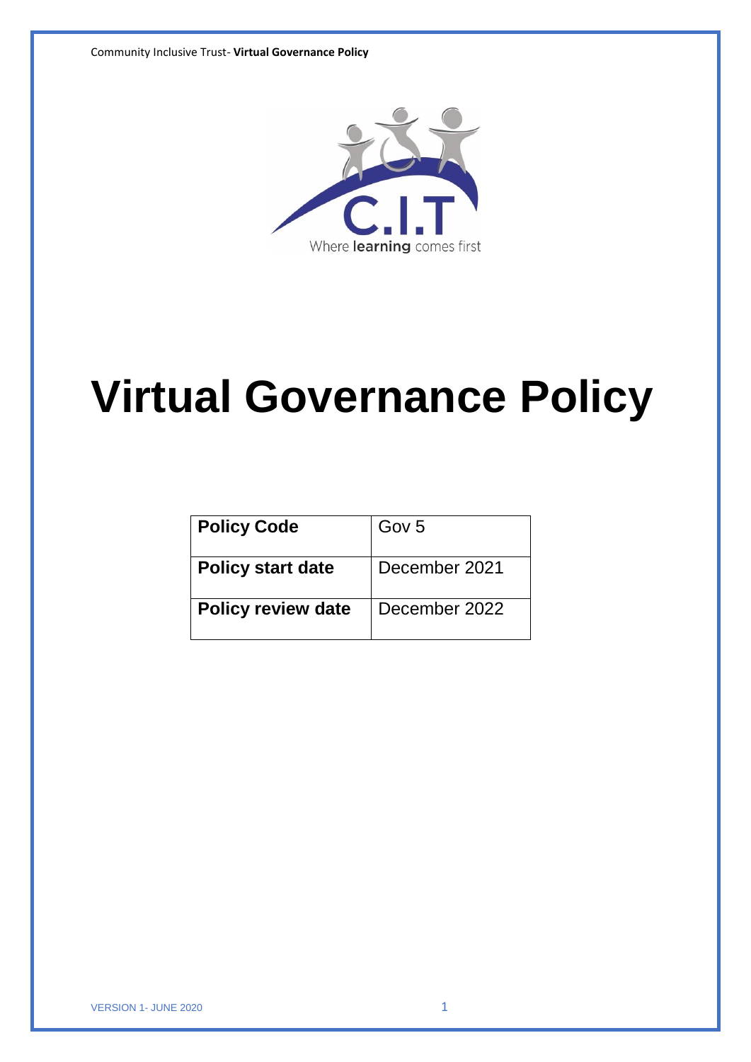# Virtual Governance Policy

| Policy Code | Gov 5 |
| --- | --- |
| Policy start date | December 2021 |
| Policy review date | December 2022 |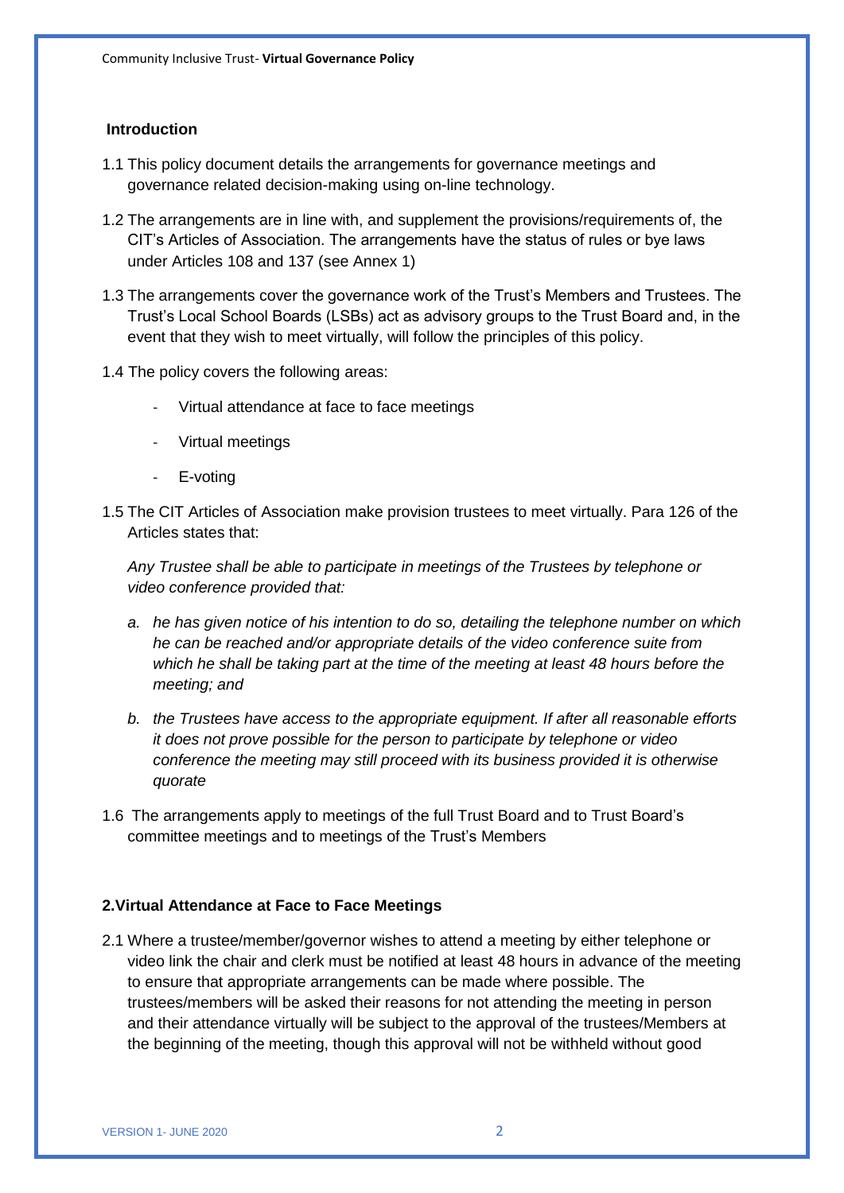## Introduction

1.1 This policy document details the arrangements for governance meetings and governance related decision-making using on-line technology.

1.2 The arrangements are in line with, and supplement the provisions/requirements of, the CIT's Articles of Association. The arrangements have the status of rules or bye laws under Articles 108 and 137 (see Annex 1)

1.3 The arrangements cover the governance work of the Trust's Members and Trustees. The Trust's Local School Boards (LSBs) act as advisory groups to the Trust Board and, in the event that they wish to meet virtually, will follow the principles of this policy.

1.4 The policy covers the following areas:

- Virtual attendance at face to face meetings
- Virtual meetings
- E-voting

1.5 The CIT Articles of Association make provision trustees to meet virtually. Para 126 of the Articles states that:

*Any Trustee shall be able to participate in meetings of the Trustees by telephone or video conference provided that:*

*a. he has given notice of his intention to do so, detailing the telephone number on which he can be reached and/or appropriate details of the video conference suite from which he shall be taking part at the time of the meeting at least 48 hours before the meeting; and*

*b. the Trustees have access to the appropriate equipment. If after all reasonable efforts it does not prove possible for the person to participate by telephone or video conference the meeting may still proceed with its business provided it is otherwise quorate*

1.6 The arrangements apply to meetings of the full Trust Board and to Trust Board's committee meetings and to meetings of the Trust's Members

## 2. Virtual Attendance at Face to Face Meetings

2.1 Where a trustee/member/governor wishes to attend a meeting by either telephone or video link the chair and clerk must be notified at least 48 hours in advance of the meeting to ensure that appropriate arrangements can be made where possible. The trustees/members will be asked their reasons for not attending the meeting in person and their attendance virtually will be subject to the approval of the trustees/Members at the beginning of the meeting, though this approval will not be withheld without good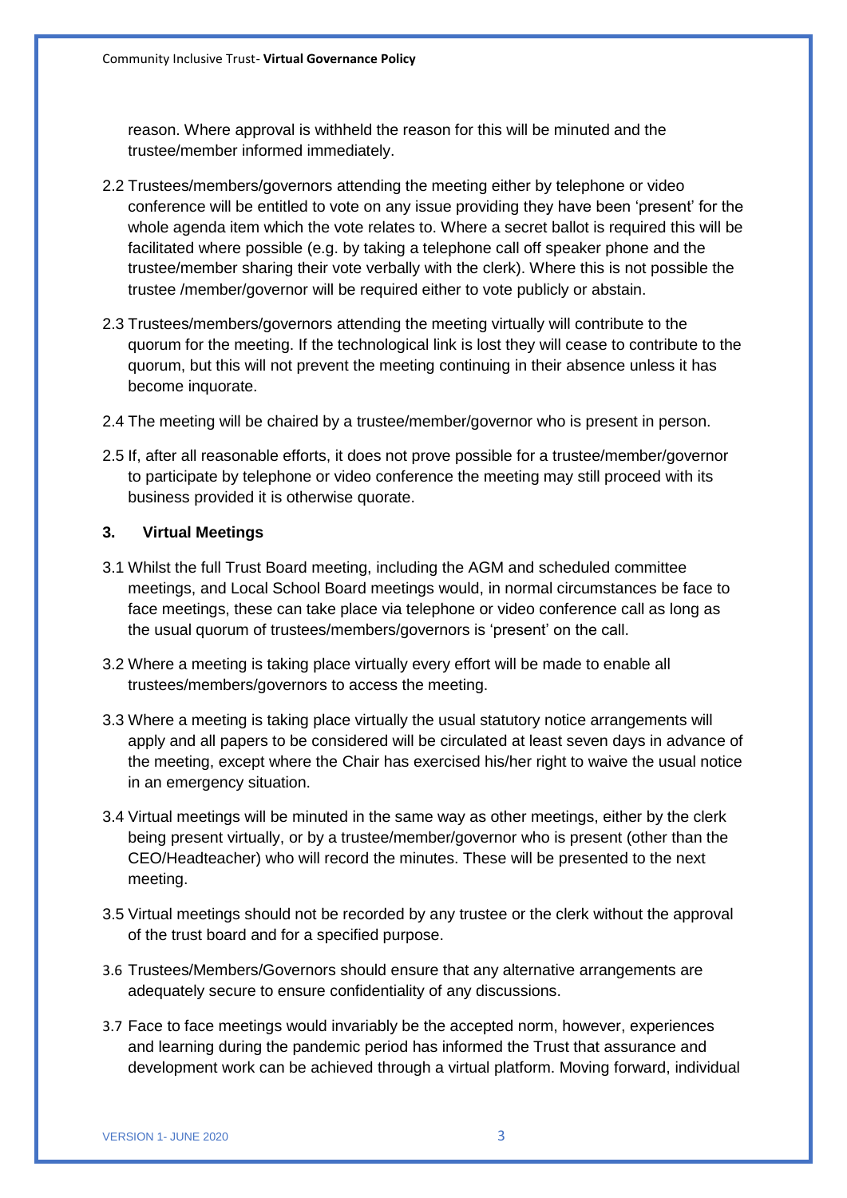reason. Where approval is withheld the reason for this will be minuted and the trustee/member informed immediately.

2.2 Trustees/members/governors attending the meeting either by telephone or video conference will be entitled to vote on any issue providing they have been 'present' for the whole agenda item which the vote relates to. Where a secret ballot is required this will be facilitated where possible (e.g. by taking a telephone call off speaker phone and the trustee/member sharing their vote verbally with the clerk). Where this is not possible the trustee /member/governor will be required either to vote publicly or abstain.

2.3 Trustees/members/governors attending the meeting virtually will contribute to the quorum for the meeting. If the technological link is lost they will cease to contribute to the quorum, but this will not prevent the meeting continuing in their absence unless it has become inquorate.

2.4 The meeting will be chaired by a trustee/member/governor who is present in person.

2.5 If, after all reasonable efforts, it does not prove possible for a trustee/member/governor to participate by telephone or video conference the meeting may still proceed with its business provided it is otherwise quorate.

### 3. Virtual Meetings

3.1 Whilst the full Trust Board meeting, including the AGM and scheduled committee meetings, and Local School Board meetings would, in normal circumstances be face to face meetings, these can take place via telephone or video conference call as long as the usual quorum of trustees/members/governors is 'present' on the call.

3.2 Where a meeting is taking place virtually every effort will be made to enable all trustees/members/governors to access the meeting.

3.3 Where a meeting is taking place virtually the usual statutory notice arrangements will apply and all papers to be considered will be circulated at least seven days in advance of the meeting, except where the Chair has exercised his/her right to waive the usual notice in an emergency situation.

3.4 Virtual meetings will be minuted in the same way as other meetings, either by the clerk being present virtually, or by a trustee/member/governor who is present (other than the CEO/Headteacher) who will record the minutes. These will be presented to the next meeting.

3.5 Virtual meetings should not be recorded by any trustee or the clerk without the approval of the trust board and for a specified purpose.

3.6 Trustees/Members/Governors should ensure that any alternative arrangements are adequately secure to ensure confidentiality of any discussions.

3.7 Face to face meetings would invariably be the accepted norm, however, experiences and learning during the pandemic period has informed the Trust that assurance and development work can be achieved through a virtual platform. Moving forward, individual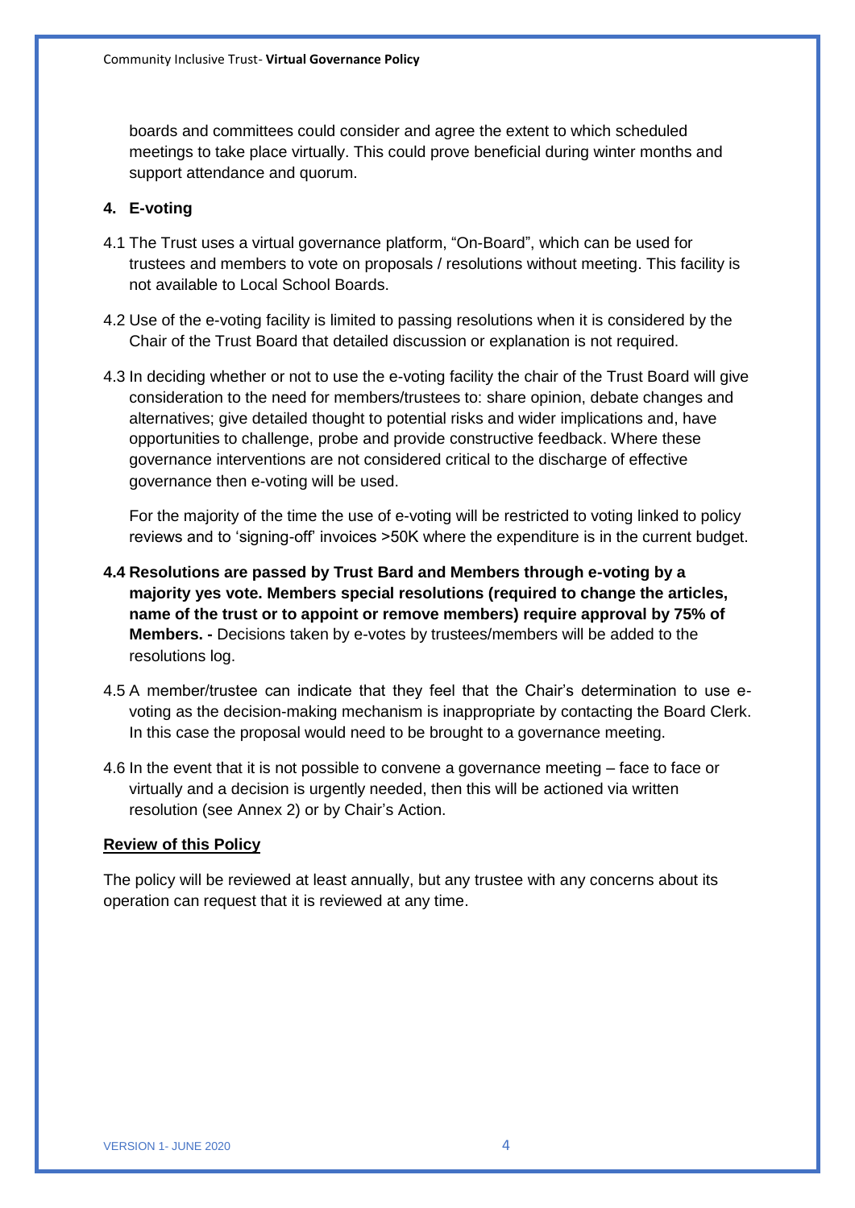boards and committees could consider and agree the extent to which scheduled meetings to take place virtually. This could prove beneficial during winter months and support attendance and quorum.

## 4. E-voting

4.1 The Trust uses a virtual governance platform, "On-Board", which can be used for trustees and members to vote on proposals / resolutions without meeting. This facility is not available to Local School Boards.

4.2 Use of the e-voting facility is limited to passing resolutions when it is considered by the Chair of the Trust Board that detailed discussion or explanation is not required.

4.3 In deciding whether or not to use the e-voting facility the chair of the Trust Board will give consideration to the need for members/trustees to: share opinion, debate changes and alternatives; give detailed thought to potential risks and wider implications and, have opportunities to challenge, probe and provide constructive feedback. Where these governance interventions are not considered critical to the discharge of effective governance then e-voting will be used.

For the majority of the time the use of e-voting will be restricted to voting linked to policy reviews and to 'signing-off' invoices >50K where the expenditure is in the current budget.

**4.4 Resolutions are passed by Trust Bard and Members through e-voting by a majority yes vote. Members special resolutions (required to change the articles, name of the trust or to appoint or remove members) require approval by 75% of Members. -** Decisions taken by e-votes by trustees/members will be added to the resolutions log.

4.5 A member/trustee can indicate that they feel that the Chair's determination to use e-voting as the decision-making mechanism is inappropriate by contacting the Board Clerk. In this case the proposal would need to be brought to a governance meeting.

4.6 In the event that it is not possible to convene a governance meeting – face to face or virtually and a decision is urgently needed, then this will be actioned via written resolution (see Annex 2) or by Chair's Action.

**Review of this Policy**

The policy will be reviewed at least annually, but any trustee with any concerns about its operation can request that it is reviewed at any time.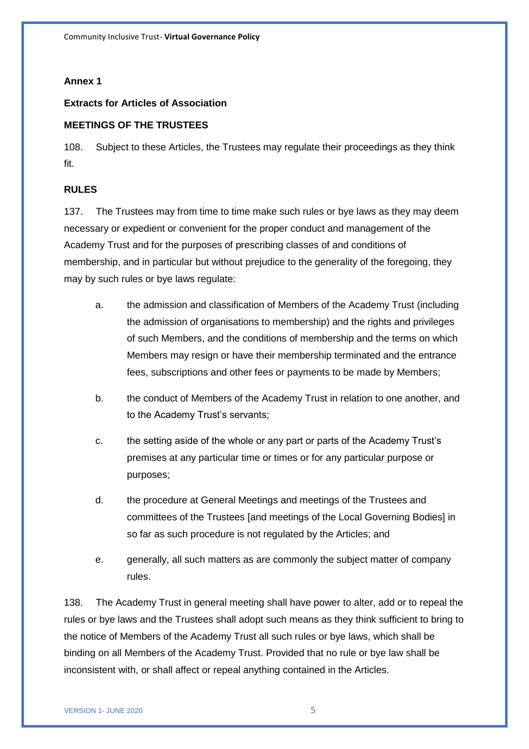**Annex 1**

**Extracts for Articles of Association**

**MEETINGS OF THE TRUSTEES**

108. Subject to these Articles, the Trustees may regulate their proceedings as they think fit.

**RULES**

137. The Trustees may from time to time make such rules or bye laws as they may deem necessary or expedient or convenient for the proper conduct and management of the Academy Trust and for the purposes of prescribing classes of and conditions of membership, and in particular but without prejudice to the generality of the foregoing, they may by such rules or bye laws regulate:

a. the admission and classification of Members of the Academy Trust (including the admission of organisations to membership) and the rights and privileges of such Members, and the conditions of membership and the terms on which Members may resign or have their membership terminated and the entrance fees, subscriptions and other fees or payments to be made by Members;

b. the conduct of Members of the Academy Trust in relation to one another, and to the Academy Trust's servants;

c. the setting aside of the whole or any part or parts of the Academy Trust's premises at any particular time or times or for any particular purpose or purposes;

d. the procedure at General Meetings and meetings of the Trustees and committees of the Trustees [and meetings of the Local Governing Bodies] in so far as such procedure is not regulated by the Articles; and

e. generally, all such matters as are commonly the subject matter of company rules.

138. The Academy Trust in general meeting shall have power to alter, add or to repeal the rules or bye laws and the Trustees shall adopt such means as they think sufficient to bring to the notice of Members of the Academy Trust all such rules or bye laws, which shall be binding on all Members of the Academy Trust. Provided that no rule or bye law shall be inconsistent with, or shall affect or repeal anything contained in the Articles.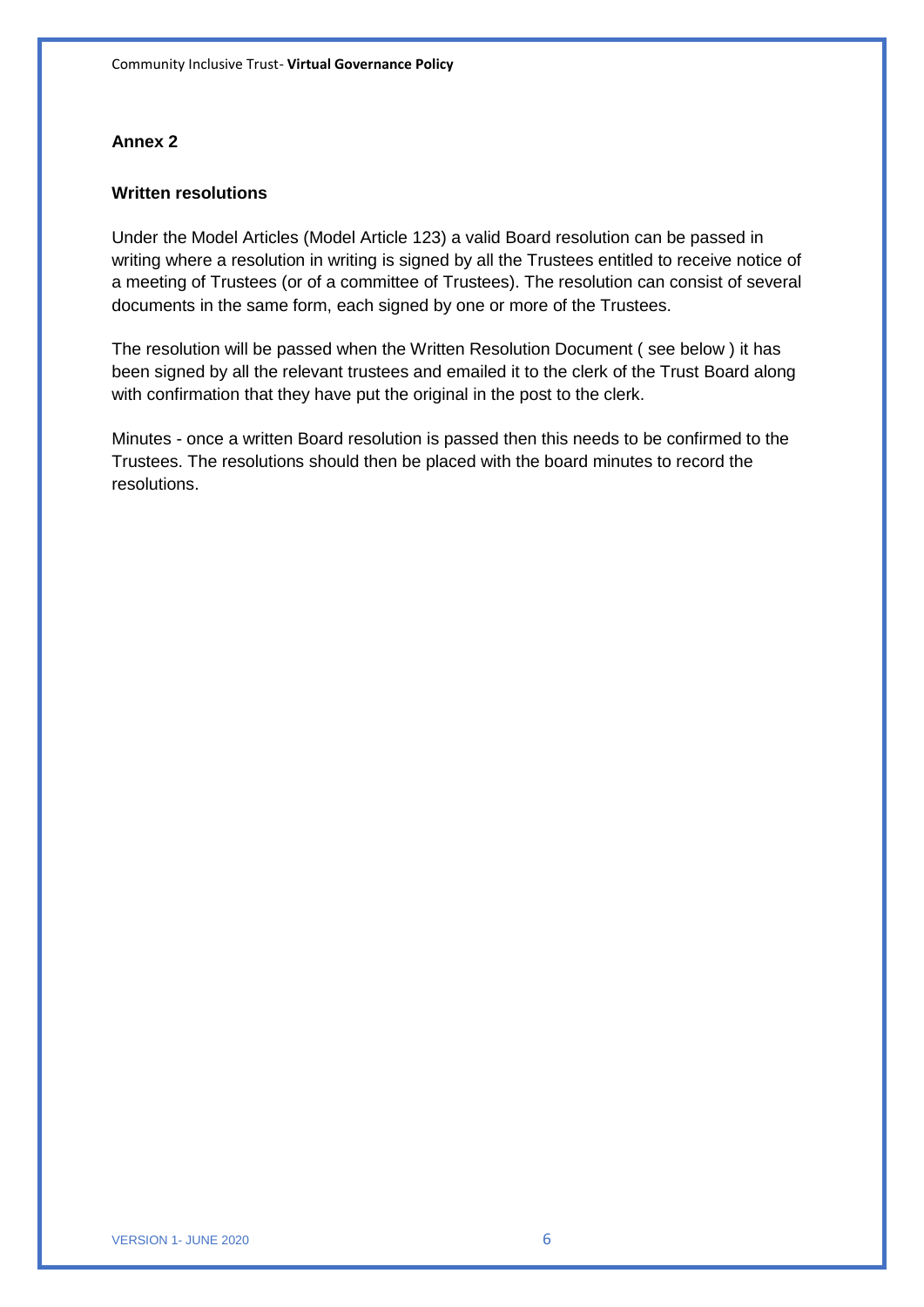## Annex 2

### Written resolutions

Under the Model Articles (Model Article 123) a valid Board resolution can be passed in writing where a resolution in writing is signed by all the Trustees entitled to receive notice of a meeting of Trustees (or of a committee of Trustees). The resolution can consist of several documents in the same form, each signed by one or more of the Trustees.

The resolution will be passed when the Written Resolution Document ( see below ) it has been signed by all the relevant trustees and emailed it to the clerk of the Trust Board along with confirmation that they have put the original in the post to the clerk.

Minutes - once a written Board resolution is passed then this needs to be confirmed to the Trustees. The resolutions should then be placed with the board minutes to record the resolutions.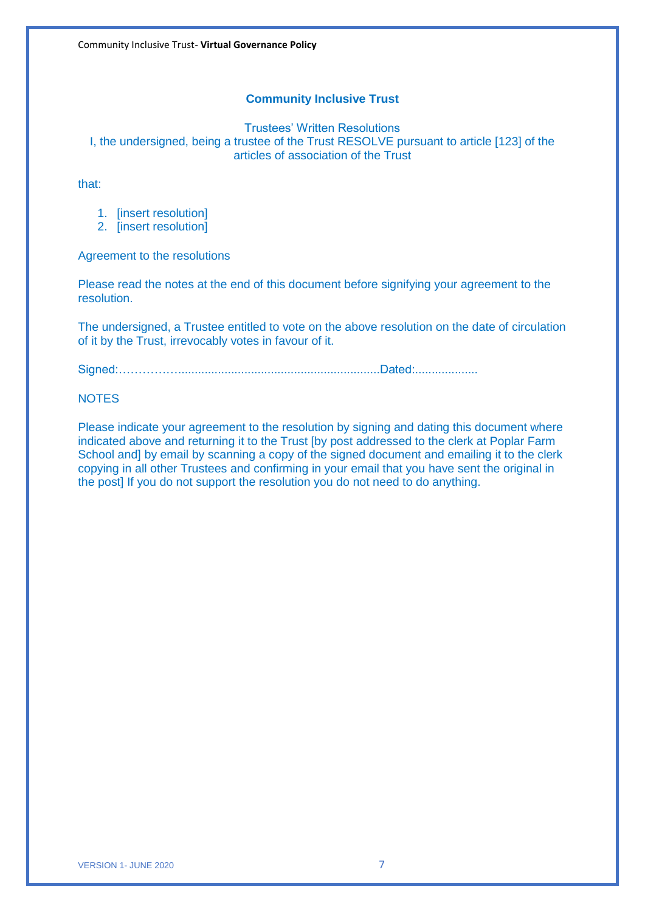## Community Inclusive Trust

Trustees' Written Resolutions

I, the undersigned, being a trustee of the Trust RESOLVE pursuant to article [123] of the articles of association of the Trust

that:

1. [insert resolution]
2. [insert resolution]

Agreement to the resolutions

Please read the notes at the end of this document before signifying your agreement to the resolution.

The undersigned, a Trustee entitled to vote on the above resolution on the date of circulation of it by the Trust, irrevocably votes in favour of it.

Signed:……………..............................................................Dated:...................

NOTES

Please indicate your agreement to the resolution by signing and dating this document where indicated above and returning it to the Trust [by post addressed to the clerk at Poplar Farm School and] by email by scanning a copy of the signed document and emailing it to the clerk copying in all other Trustees and confirming in your email that you have sent the original in the post] If you do not support the resolution you do not need to do anything.